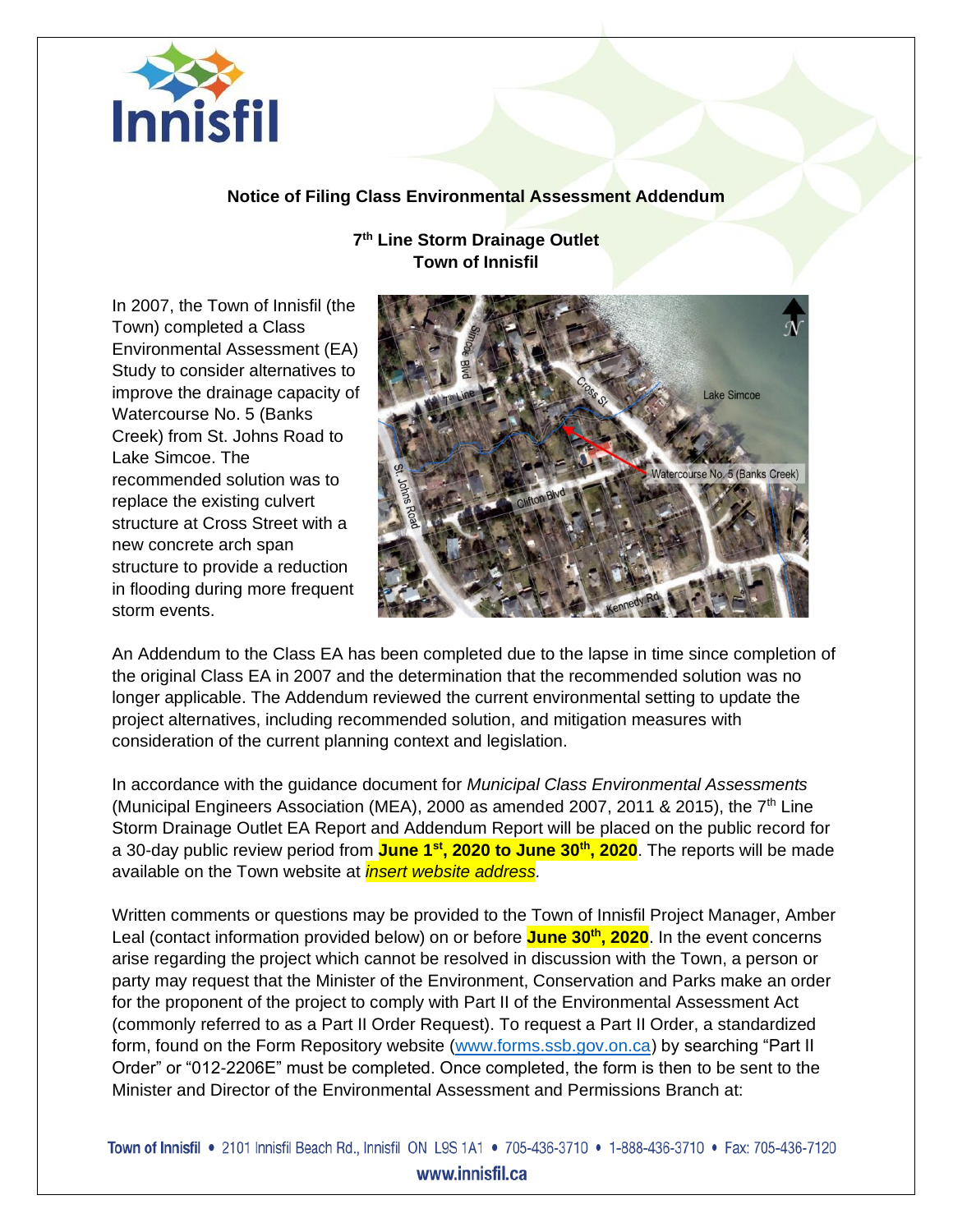# Notice of Filing Class Environmental Assessment Addendum

## 7th Line Storm Drainage Outlet
## Town of Innisfil

In 2007, the Town of Innisfil (the Town) completed a Class Environmental Assessment (EA) Study to consider alternatives to improve the drainage capacity of Watercourse No. 5 (Banks Creek) from St. Johns Road to Lake Simcoe. The recommended solution was to replace the existing culvert structure at Cross Street with a new concrete arch span structure to provide a reduction in flooding during more frequent storm events.

An Addendum to the Class EA has been completed due to the lapse in time since completion of the original Class EA in 2007 and the determination that the recommended solution was no longer applicable. The Addendum reviewed the current environmental setting to update the project alternatives, including recommended solution, and mitigation measures with consideration of the current planning context and legislation.

In accordance with the guidance document for *Municipal Class Environmental Assessments* (Municipal Engineers Association (MEA), 2000 as amended 2007, 2011 & 2015), the 7th Line Storm Drainage Outlet EA Report and Addendum Report will be placed on the public record for a 30-day public review period from **June 1st, 2020 to June 30th, 2020**. The reports will be made available on the Town website at *insert website address*.

Written comments or questions may be provided to the Town of Innisfil Project Manager, Amber Leal (contact information provided below) on or before **June 30th, 2020**. In the event concerns arise regarding the project which cannot be resolved in discussion with the Town, a person or party may request that the Minister of the Environment, Conservation and Parks make an order for the proponent of the project to comply with Part II of the Environmental Assessment Act (commonly referred to as a Part II Order Request). To request a Part II Order, a standardized form, found on the Form Repository website (www.forms.ssb.gov.on.ca) by searching "Part II Order" or "012-2206E" must be completed. Once completed, the form is then to be sent to the Minister and Director of the Environmental Assessment and Permissions Branch at: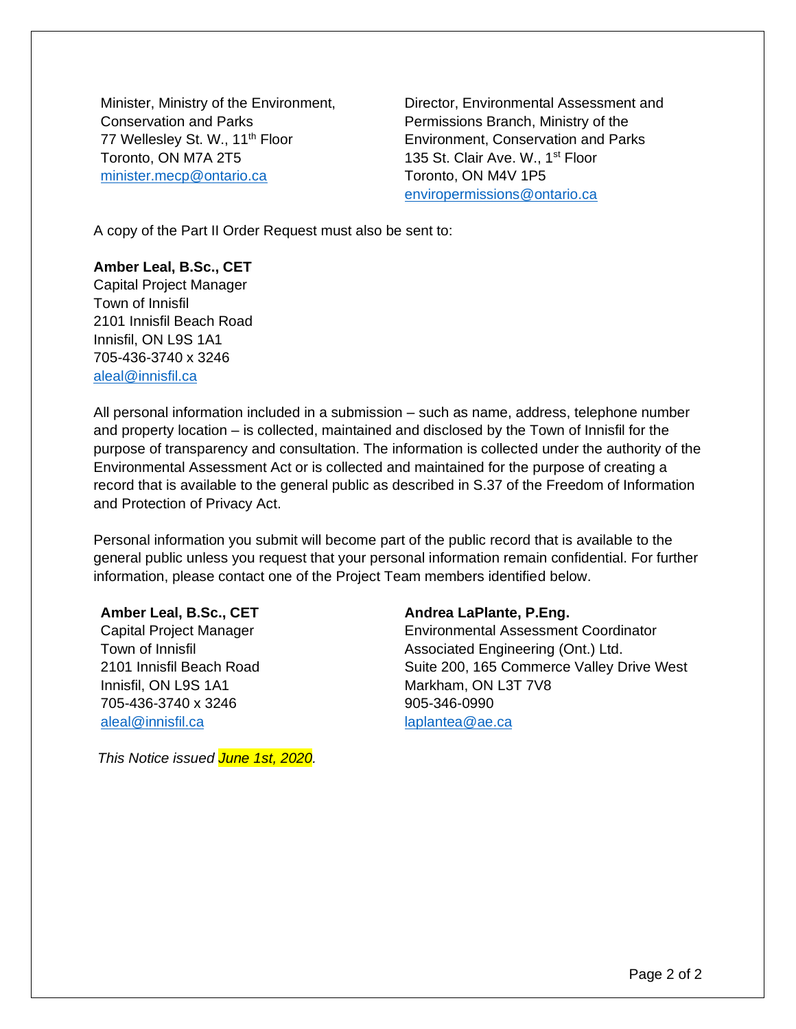Minister, Ministry of the Environment, Conservation and Parks
77 Wellesley St. W., 11th Floor
Toronto, ON M7A 2T5
minister.mecp@ontario.ca

Director, Environmental Assessment and Permissions Branch, Ministry of the Environment, Conservation and Parks
135 St. Clair Ave. W., 1st Floor
Toronto, ON M4V 1P5
enviropermissions@ontario.ca

A copy of the Part II Order Request must also be sent to:

**Amber Leal, B.Sc., CET**
Capital Project Manager
Town of Innisfil
2101 Innisfil Beach Road
Innisfil, ON L9S 1A1
705-436-3740 x 3246
aleal@innisfil.ca

All personal information included in a submission – such as name, address, telephone number and property location – is collected, maintained and disclosed by the Town of Innisfil for the purpose of transparency and consultation. The information is collected under the authority of the Environmental Assessment Act or is collected and maintained for the purpose of creating a record that is available to the general public as described in S.37 of the Freedom of Information and Protection of Privacy Act.

Personal information you submit will become part of the public record that is available to the general public unless you request that your personal information remain confidential. For further information, please contact one of the Project Team members identified below.

**Amber Leal, B.Sc., CET**
Capital Project Manager
Town of Innisfil
2101 Innisfil Beach Road
Innisfil, ON L9S 1A1
705-436-3740 x 3246
aleal@innisfil.ca

**Andrea LaPlante, P.Eng.**
Environmental Assessment Coordinator
Associated Engineering (Ont.) Ltd.
Suite 200, 165 Commerce Valley Drive West
Markham, ON L3T 7V8
905-346-0990
laplantea@ae.ca

*This Notice issued June 1st, 2020.*